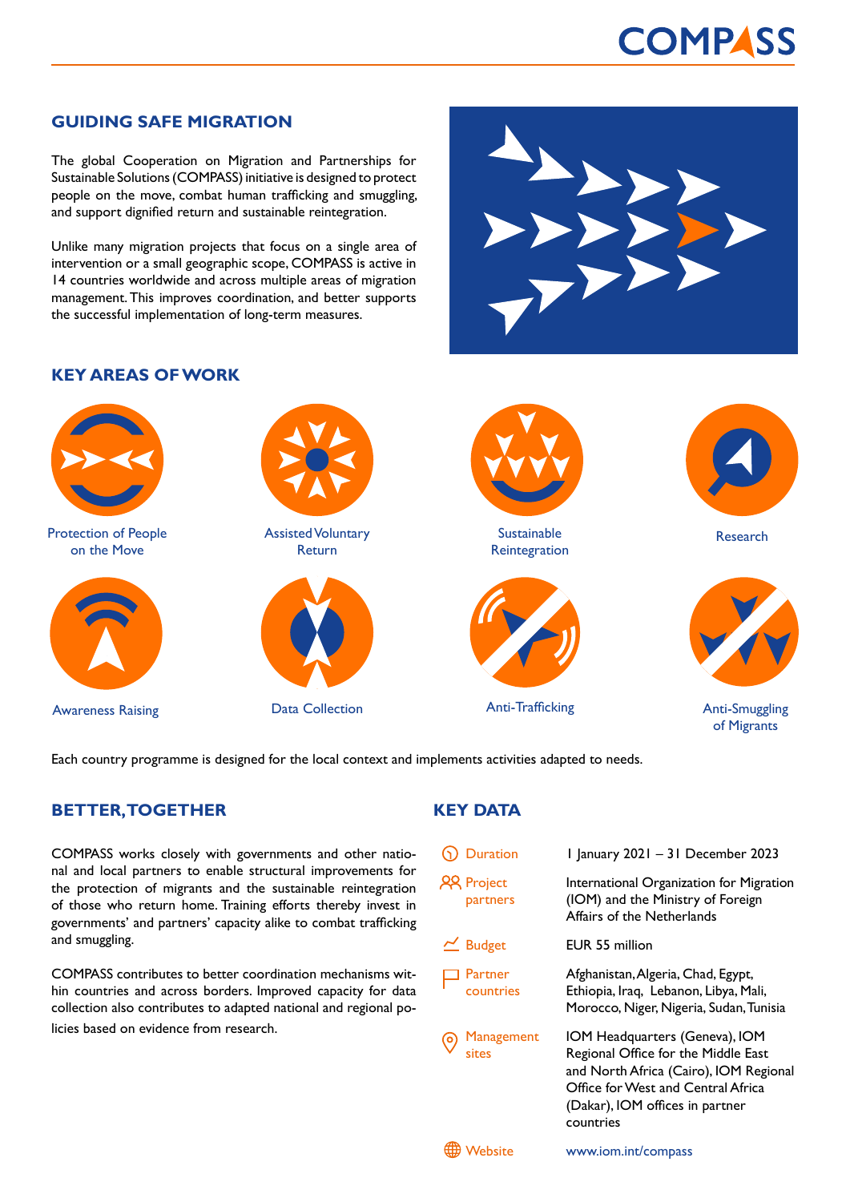COMPASS

## GUIDING SAFE MIGRATION

The global Cooperation on Migration and Partnerships for Sustainable Solutions (COMPASS) initiative is designed to protect people on the move, combat human trafficking and smuggling, and support dignified return and sustainable reintegration.

Unlike many migration projects that focus on a single area of intervention or a small geographic scope, COMPASS is active in 14 countries worldwide and across multiple areas of migration management. This improves coordination, and better supports the successful implementation of long-term measures.

## KEY AREAS OF WORK

- Protection of People on the Move
- Assisted Voluntary Return
- Sustainable Reintegration
- Research
- Awareness Raising
- Data Collection
- Anti-Trafficking
- Anti-Smuggling of Migrants

Each country programme is designed for the local context and implements activities adapted to needs.

## BETTER, TOGETHER

COMPASS works closely with governments and other national and local partners to enable structural improvements for the protection of migrants and the sustainable reintegration of those who return home. Training efforts thereby invest in governments' and partners' capacity alike to combat trafficking and smuggling.

COMPASS contributes to better coordination mechanisms within countries and across borders. Improved capacity for data collection also contributes to adapted national and regional policies based on evidence from research.

## KEY DATA

| | |
|---|---|
| Duration | 1 January 2021 – 31 December 2023 |
| Project partners | International Organization for Migration (IOM) and the Ministry of Foreign Affairs of the Netherlands |
| Budget | EUR 55 million |
| Partner countries | Afghanistan, Algeria, Chad, Egypt, Ethiopia, Iraq, Lebanon, Libya, Mali, Morocco, Niger, Nigeria, Sudan, Tunisia |
| Management sites | IOM Headquarters (Geneva), IOM Regional Office for the Middle East and North Africa (Cairo), IOM Regional Office for West and Central Africa (Dakar), IOM offices in partner countries |
| Website | www.iom.int/compass |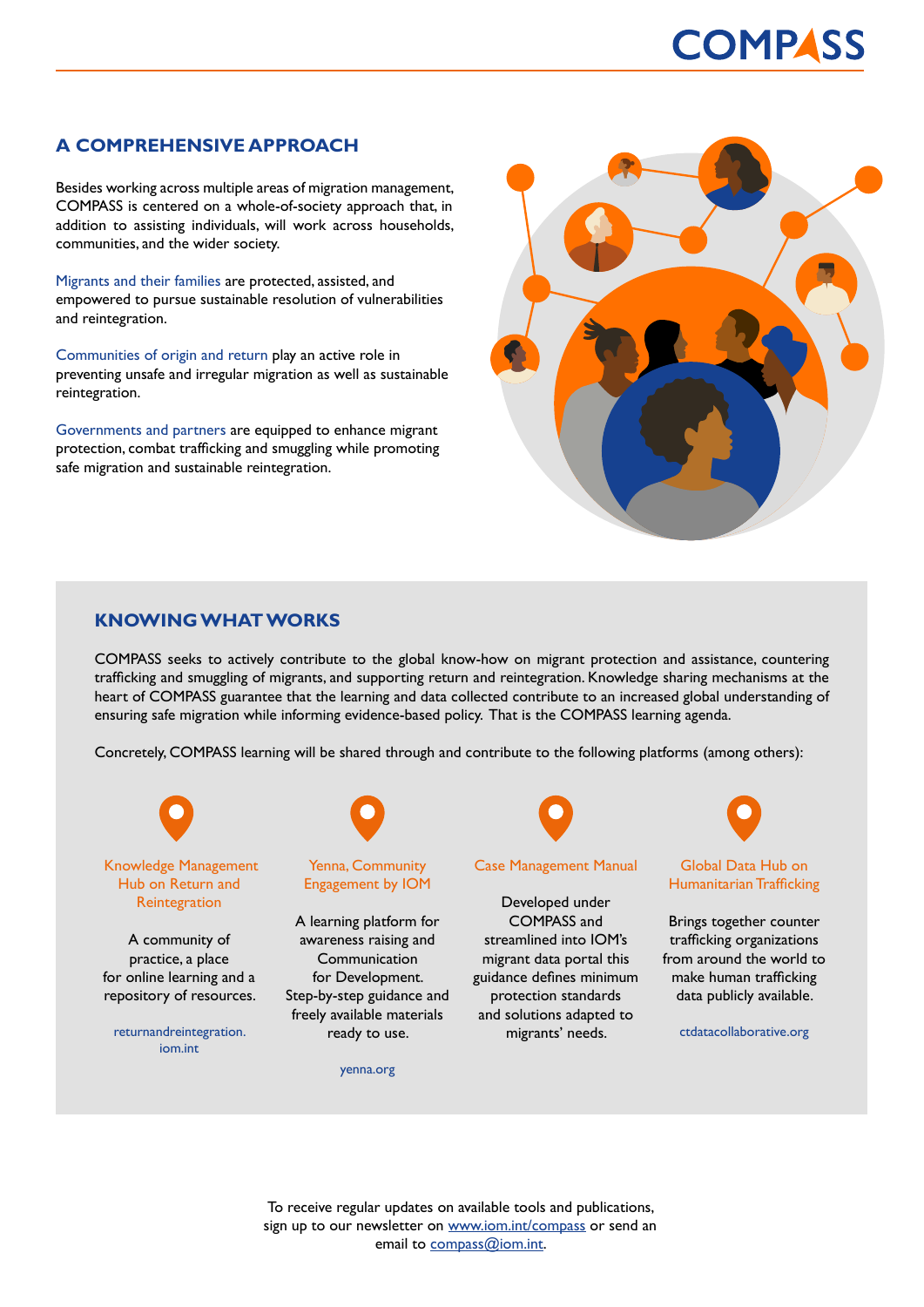## A COMPREHENSIVE APPROACH

Besides working across multiple areas of migration management, COMPASS is centered on a whole-of-society approach that, in addition to assisting individuals, will work across households, communities, and the wider society.

Migrants and their families are protected, assisted, and empowered to pursue sustainable resolution of vulnerabilities and reintegration.

Communities of origin and return play an active role in preventing unsafe and irregular migration as well as sustainable reintegration.

Governments and partners are equipped to enhance migrant protection, combat trafficking and smuggling while promoting safe migration and sustainable reintegration.

## KNOWING WHAT WORKS

COMPASS seeks to actively contribute to the global know-how on migrant protection and assistance, countering trafficking and smuggling of migrants, and supporting return and reintegration. Knowledge sharing mechanisms at the heart of COMPASS guarantee that the learning and data collected contribute to an increased global understanding of ensuring safe migration while informing evidence-based policy. That is the COMPASS learning agenda.

Concretely, COMPASS learning will be shared through and contribute to the following platforms (among others):

**Knowledge Management Hub on Return and Reintegration**

A community of practice, a place for online learning and a repository of resources.

returnandreintegration.iom.int

**Yenna, Community Engagement by IOM**

A learning platform for awareness raising and Communication for Development. Step-by-step guidance and freely available materials ready to use.

yenna.org

**Case Management Manual**

Developed under COMPASS and streamlined into IOM's migrant data portal this guidance defines minimum protection standards and solutions adapted to migrants' needs.

**Global Data Hub on Humanitarian Trafficking**

Brings together counter trafficking organizations from around the world to make human trafficking data publicly available.

ctdatacollaborative.org

To receive regular updates on available tools and publications, sign up to our newsletter on www.iom.int/compass or send an email to compass@iom.int.